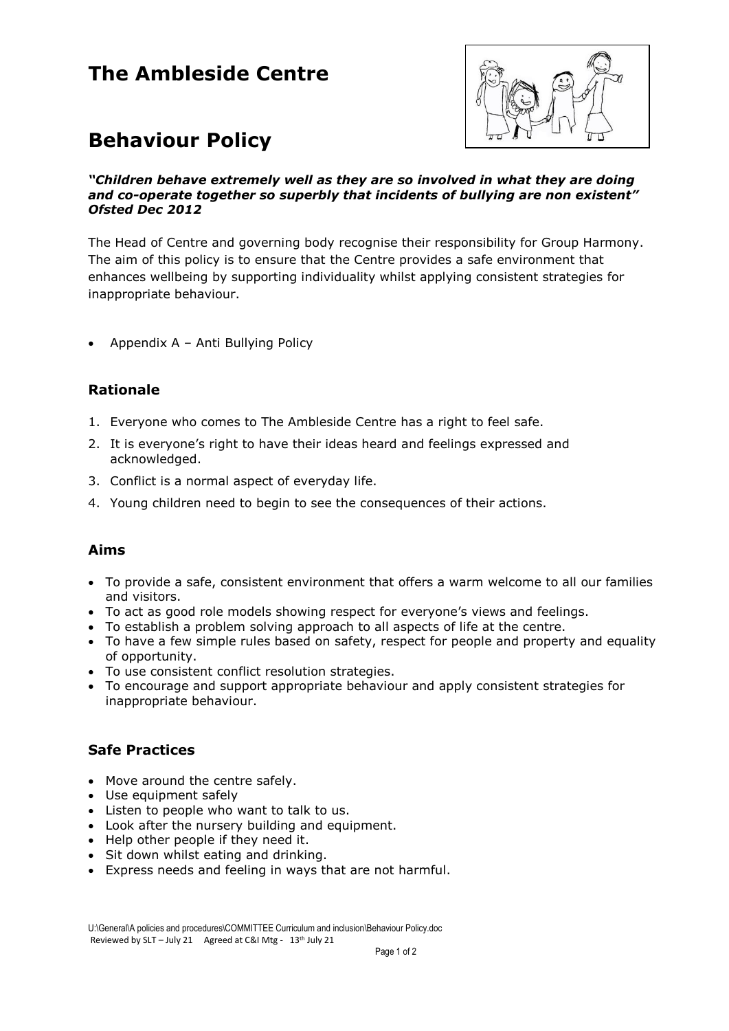# The Ambleside Centre

# Behaviour Policy

***"Children behave extremely well as they are so involved in what they are doing and co-operate together so superbly that incidents of bullying are non existent" Ofsted Dec 2012***

The Head of Centre and governing body recognise their responsibility for Group Harmony. The aim of this policy is to ensure that the Centre provides a safe environment that enhances wellbeing by supporting individuality whilst applying consistent strategies for inappropriate behaviour.

- Appendix A – Anti Bullying Policy

### Rationale

1. Everyone who comes to The Ambleside Centre has a right to feel safe.
2. It is everyone's right to have their ideas heard and feelings expressed and acknowledged.
3. Conflict is a normal aspect of everyday life.
4. Young children need to begin to see the consequences of their actions.

### Aims

- To provide a safe, consistent environment that offers a warm welcome to all our families and visitors.
- To act as good role models showing respect for everyone's views and feelings.
- To establish a problem solving approach to all aspects of life at the centre.
- To have a few simple rules based on safety, respect for people and property and equality of opportunity.
- To use consistent conflict resolution strategies.
- To encourage and support appropriate behaviour and apply consistent strategies for inappropriate behaviour.

### Safe Practices

- Move around the centre safely.
- Use equipment safely
- Listen to people who want to talk to us.
- Look after the nursery building and equipment.
- Help other people if they need it.
- Sit down whilst eating and drinking.
- Express needs and feeling in ways that are not harmful.

U:\General\A policies and procedures\COMMITTEE Curriculum and inclusion\Behaviour Policy.doc
Reviewed by SLT – July 21 Agreed at C&I Mtg - 13th July 21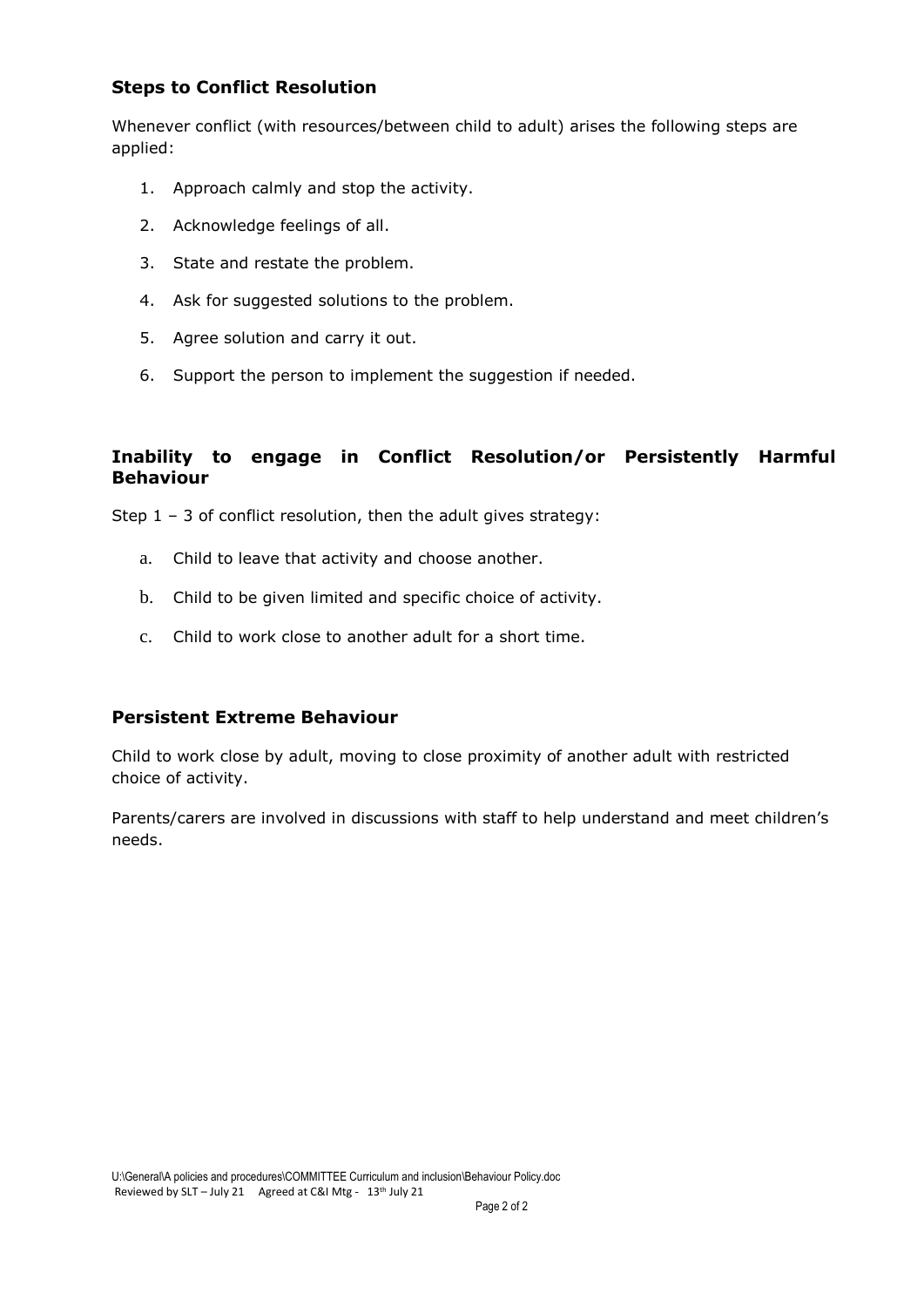## Steps to Conflict Resolution

Whenever conflict (with resources/between child to adult) arises the following steps are applied:

1. Approach calmly and stop the activity.
2. Acknowledge feelings of all.
3. State and restate the problem.
4. Ask for suggested solutions to the problem.
5. Agree solution and carry it out.
6. Support the person to implement the suggestion if needed.

## Inability to engage in Conflict Resolution/or Persistently Harmful Behaviour

Step 1 – 3 of conflict resolution, then the adult gives strategy:

a. Child to leave that activity and choose another.
b. Child to be given limited and specific choice of activity.
c. Child to work close to another adult for a short time.

## Persistent Extreme Behaviour

Child to work close by adult, moving to close proximity of another adult with restricted choice of activity.

Parents/carers are involved in discussions with staff to help understand and meet children's needs.

U:\General\A policies and procedures\COMMITTEE Curriculum and inclusion\Behaviour Policy.doc
Reviewed by SLT – July 21    Agreed at C&I Mtg - 13th July 21